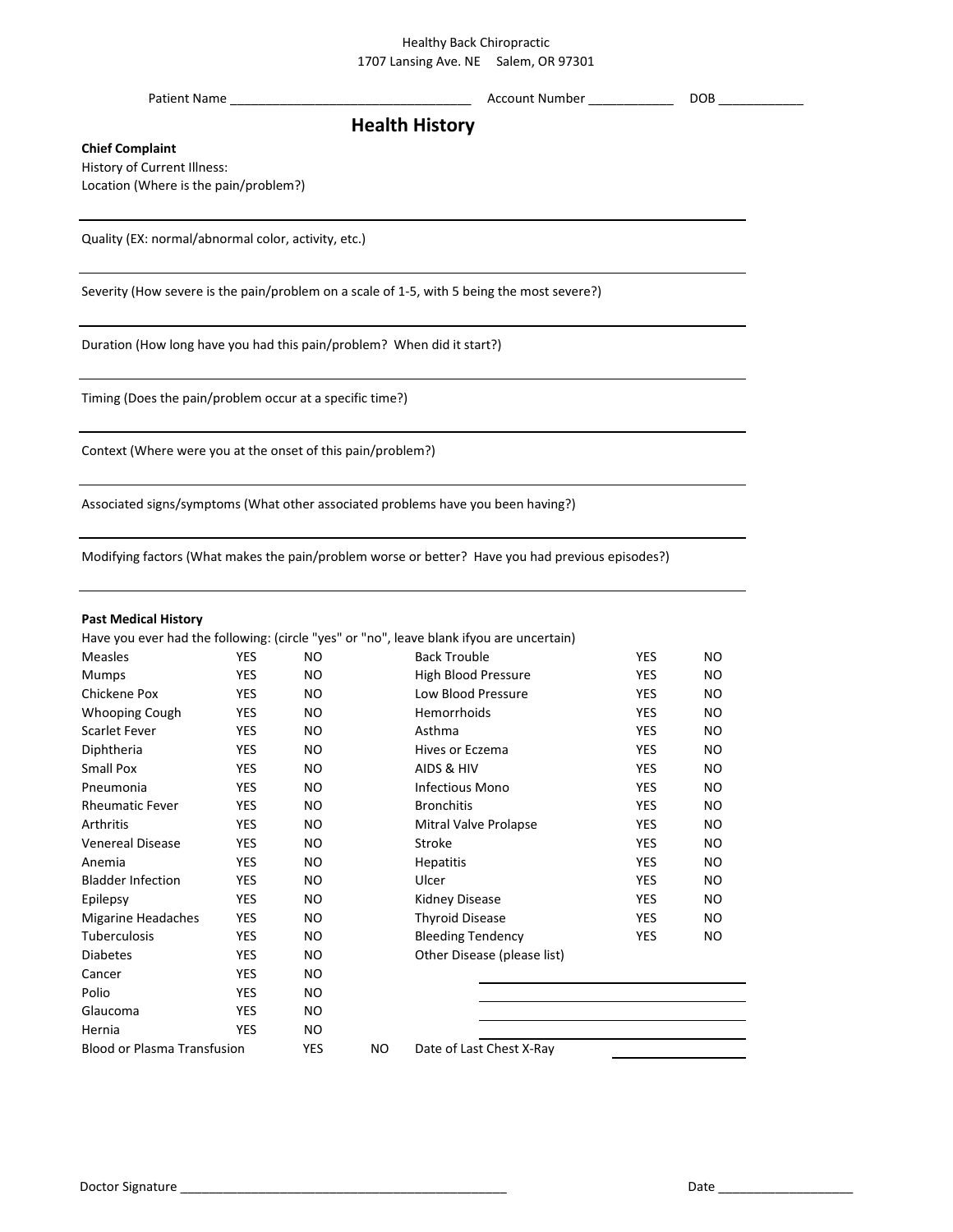Healthy Back Chiropractic
1707 Lansing Ave. NE Salem, OR 97301

Patient Name ________________________________ Account Number ____________ DOB ____________

# Health History

**Chief Complaint**

History of Current Illness:

Location (Where is the pain/problem?)

___

Quality (EX: normal/abnormal color, activity, etc.)

___

Severity (How severe is the pain/problem on a scale of 1-5, with 5 being the most severe?)

___

Duration (How long have you had this pain/problem? When did it start?)

___

Timing (Does the pain/problem occur at a specific time?)

___

Context (Where were you at the onset of this pain/problem?)

___

Associated signs/symptoms (What other associated problems have you been having?)

___

Modifying factors (What makes the pain/problem worse or better? Have you had previous episodes?)

___

**Past Medical History**

Have you ever had the following: (circle "yes" or "no", leave blank ifyou are uncertain)

| | | | | | |
|---|---|---|---|---|---|
| Measles | YES | NO | Back Trouble | YES | NO |
| Mumps | YES | NO | High Blood Pressure | YES | NO |
| Chickene Pox | YES | NO | Low Blood Pressure | YES | NO |
| Whooping Cough | YES | NO | Hemorrhoids | YES | NO |
| Scarlet Fever | YES | NO | Asthma | YES | NO |
| Diphtheria | YES | NO | Hives or Eczema | YES | NO |
| Small Pox | YES | NO | AIDS & HIV | YES | NO |
| Pneumonia | YES | NO | Infectious Mono | YES | NO |
| Rheumatic Fever | YES | NO | Bronchitis | YES | NO |
| Arthritis | YES | NO | Mitral Valve Prolapse | YES | NO |
| Venereal Disease | YES | NO | Stroke | YES | NO |
| Anemia | YES | NO | Hepatitis | YES | NO |
| Bladder Infection | YES | NO | Ulcer | YES | NO |
| Epilepsy | YES | NO | Kidney Disease | YES | NO |
| Migarine Headaches | YES | NO | Thyroid Disease | YES | NO |
| Tuberculosis | YES | NO | Bleeding Tendency | YES | NO |
| Diabetes | YES | NO | Other Disease (please list) | | |
| Cancer | YES | NO | | | |
| Polio | YES | NO | | | |
| Glaucoma | YES | NO | | | |
| Hernia | YES | NO | | | |
| Blood or Plasma Transfusion | YES | NO | Date of Last Chest X-Ray | | |

Doctor Signature ______________________________________________ Date ____________________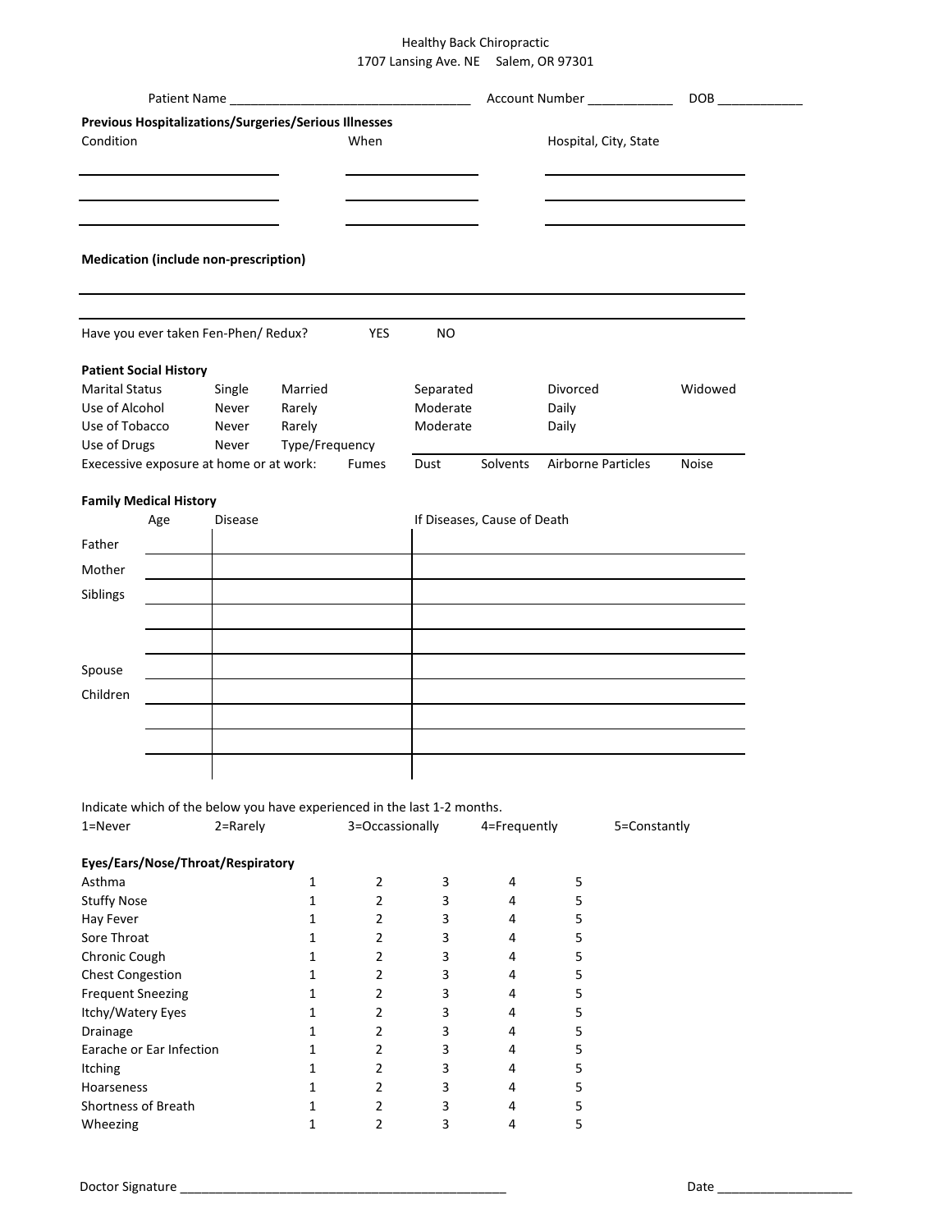Healthy Back Chiropractic
1707 Lansing Ave. NE Salem, OR 97301

Patient Name ___________________________________ Account Number ____________ DOB ____________

**Previous Hospitalizations/Surgeries/Serious Illnesses**

| Condition | When | Hospital, City, State |
|---|---|---|
| | | |
| | | |
| | | |

**Medication (include non-prescription)**

_______________________________________________________________________________

_______________________________________________________________________________

Have you ever taken Fen-Phen/ Redux? YES NO

**Patient Social History**

| | | | | | |
|---|---|---|---|---|---|
| Marital Status | Single | Married | Separated | Divorced | Widowed |
| Use of Alcohol | Never | Rarely | Moderate | Daily | |
| Use of Tobacco | Never | Rarely | Moderate | Daily | |
| Use of Drugs | Never | Type/Frequency | | | |

Execessive exposure at home or at work: Fumes Dust Solvents Airborne Particles Noise

**Family Medical History**

| | Age | Disease | If Diseases, Cause of Death |
|---|---|---|---|
| Father | | | |
| Mother | | | |
| Siblings | | | |
| | | | |
| | | | |
| Spouse | | | |
| Children | | | |
| | | | |
| | | | |
| | | | |

Indicate which of the below you have experienced in the last 1-2 months.

1=Never 2=Rarely 3=Occassionally 4=Frequently 5=Constantly

**Eyes/Ears/Nose/Throat/Respiratory**

| | | | | | |
|---|---|---|---|---|---|
| Asthma | 1 | 2 | 3 | 4 | 5 |
| Stuffy Nose | 1 | 2 | 3 | 4 | 5 |
| Hay Fever | 1 | 2 | 3 | 4 | 5 |
| Sore Throat | 1 | 2 | 3 | 4 | 5 |
| Chronic Cough | 1 | 2 | 3 | 4 | 5 |
| Chest Congestion | 1 | 2 | 3 | 4 | 5 |
| Frequent Sneezing | 1 | 2 | 3 | 4 | 5 |
| Itchy/Watery Eyes | 1 | 2 | 3 | 4 | 5 |
| Drainage | 1 | 2 | 3 | 4 | 5 |
| Earache or Ear Infection | 1 | 2 | 3 | 4 | 5 |
| Itching | 1 | 2 | 3 | 4 | 5 |
| Hoarseness | 1 | 2 | 3 | 4 | 5 |
| Shortness of Breath | 1 | 2 | 3 | 4 | 5 |
| Wheezing | 1 | 2 | 3 | 4 | 5 |

Doctor Signature _______________________________________________ Date ___________________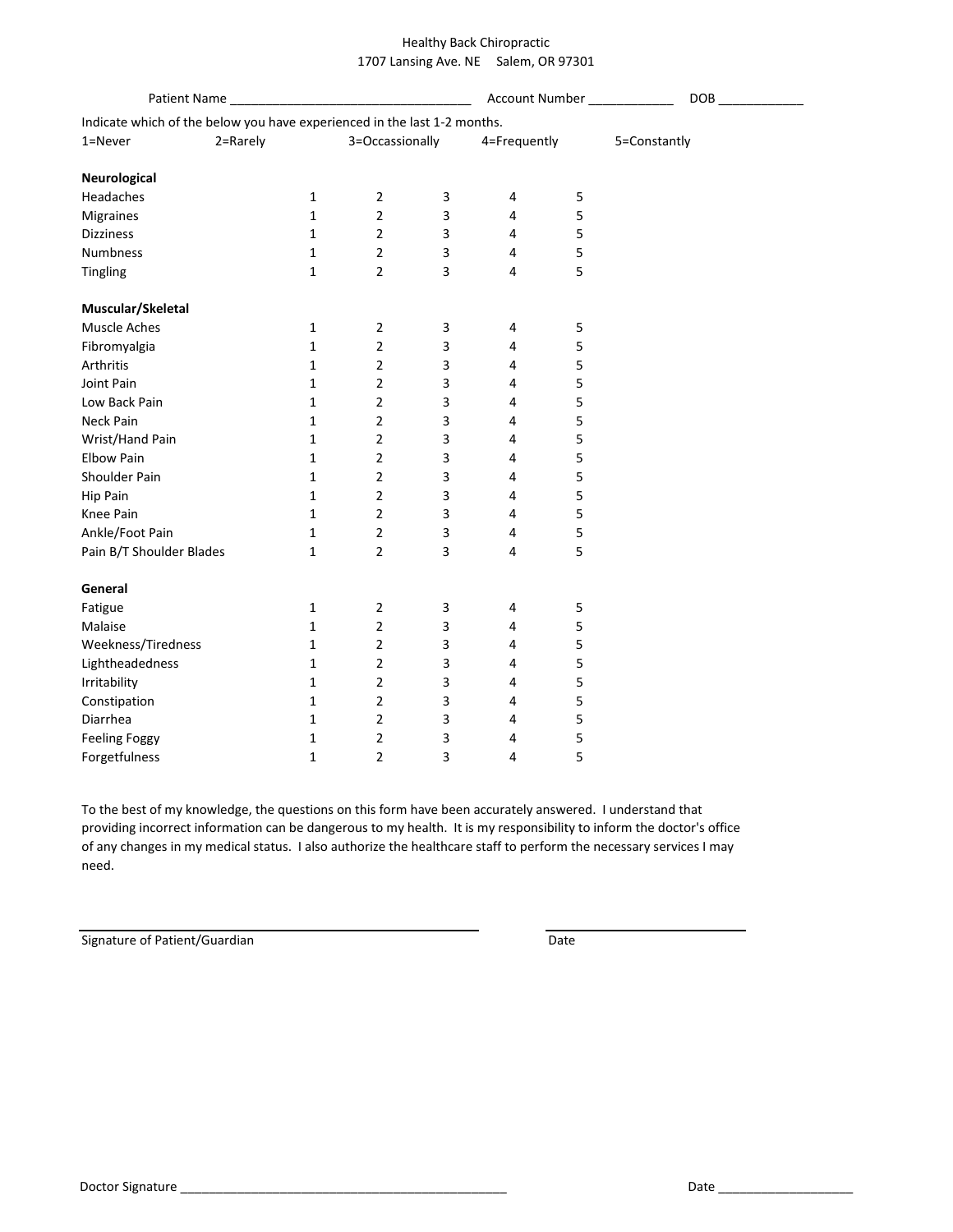Healthy Back Chiropractic
1707 Lansing Ave. NE Salem, OR 97301

Patient Name ___________________________________ Account Number ____________ DOB ____________

Indicate which of the below you have experienced in the last 1-2 months.

1=Never 2=Rarely 3=Occassionally 4=Frequently 5=Constantly

| | | | | | |
|---|---|---|---|---|---|
| **Neurological** | | | | | |
| Headaches | 1 | 2 | 3 | 4 | 5 |
| Migraines | 1 | 2 | 3 | 4 | 5 |
| Dizziness | 1 | 2 | 3 | 4 | 5 |
| Numbness | 1 | 2 | 3 | 4 | 5 |
| Tingling | 1 | 2 | 3 | 4 | 5 |
| **Muscular/Skeletal** | | | | | |
| Muscle Aches | 1 | 2 | 3 | 4 | 5 |
| Fibromyalgia | 1 | 2 | 3 | 4 | 5 |
| Arthritis | 1 | 2 | 3 | 4 | 5 |
| Joint Pain | 1 | 2 | 3 | 4 | 5 |
| Low Back Pain | 1 | 2 | 3 | 4 | 5 |
| Neck Pain | 1 | 2 | 3 | 4 | 5 |
| Wrist/Hand Pain | 1 | 2 | 3 | 4 | 5 |
| Elbow Pain | 1 | 2 | 3 | 4 | 5 |
| Shoulder Pain | 1 | 2 | 3 | 4 | 5 |
| Hip Pain | 1 | 2 | 3 | 4 | 5 |
| Knee Pain | 1 | 2 | 3 | 4 | 5 |
| Ankle/Foot Pain | 1 | 2 | 3 | 4 | 5 |
| Pain B/T Shoulder Blades | 1 | 2 | 3 | 4 | 5 |
| **General** | | | | | |
| Fatigue | 1 | 2 | 3 | 4 | 5 |
| Malaise | 1 | 2 | 3 | 4 | 5 |
| Weekness/Tiredness | 1 | 2 | 3 | 4 | 5 |
| Lightheadedness | 1 | 2 | 3 | 4 | 5 |
| Irritability | 1 | 2 | 3 | 4 | 5 |
| Constipation | 1 | 2 | 3 | 4 | 5 |
| Diarrhea | 1 | 2 | 3 | 4 | 5 |
| Feeling Foggy | 1 | 2 | 3 | 4 | 5 |
| Forgetfulness | 1 | 2 | 3 | 4 | 5 |

To the best of my knowledge, the questions on this form have been accurately answered. I understand that providing incorrect information can be dangerous to my health. It is my responsibility to inform the doctor's office of any changes in my medical status. I also authorize the healthcare staff to perform the necessary services I may need.

_______________________________________ _______________________

Signature of Patient/Guardian Date

Doctor Signature _______________________________________________ Date ___________________